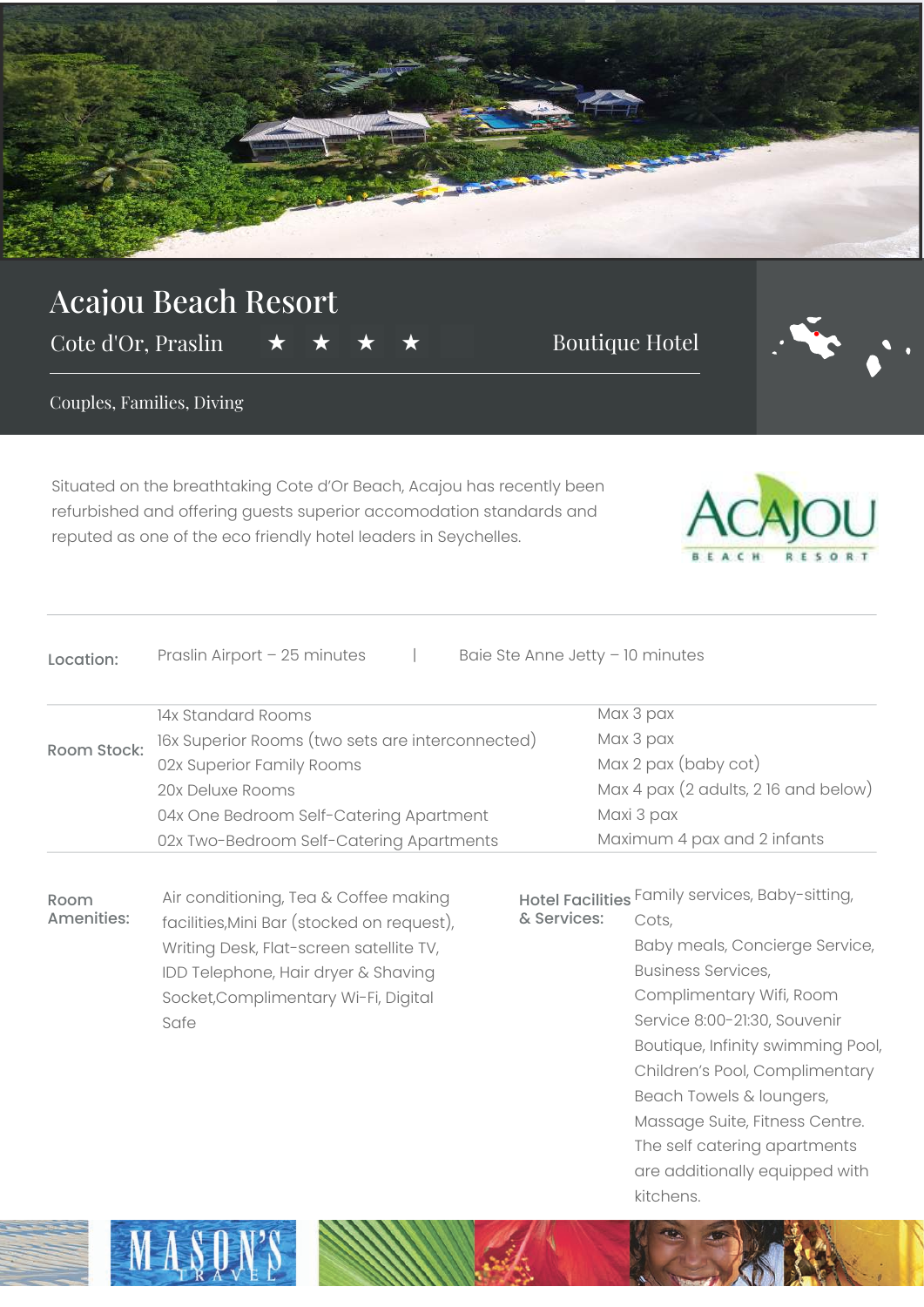# Acajou Beach Resort

Cote d'Or, Praslin ★ ★ ★ ★ Boutique Hotel

Couples, Families, Diving

Situated on the breathtaking Cote d'Or Beach, Acajou has recently been refurbished and offering guests superior accomodation standards and reputed as one of the eco friendly hotel leaders in Seychelles.

ACAJOU BEACH RESORT

**Location:** Praslin Airport – 25 minutes | Baie Ste Anne Jetty – 10 minutes

| **Room Stock:** | | |
|---|---|---|
| | 14x Standard Rooms | Max 3 pax |
| | 16x Superior Rooms (two sets are interconnected) | Max 3 pax |
| | 02x Superior Family Rooms | Max 2 pax (baby cot) |
| | 20x Deluxe Rooms | Max 4 pax (2 adults, 2 16 and below) |
| | 04x One Bedroom Self-Catering Apartment | Maxi 3 pax |
| | 02x Two-Bedroom Self-Catering Apartments | Maximum 4 pax and 2 infants |

**Room Amenities:** Air conditioning, Tea & Coffee making facilities,Mini Bar (stocked on request), Writing Desk, Flat-screen satellite TV, IDD Telephone, Hair dryer & Shaving Socket,Complimentary Wi-Fi, Digital Safe

**Hotel Facilities & Services:** Family services, Baby-sitting, Cots, Baby meals, Concierge Service, Business Services, Complimentary Wifi, Room Service 8:00-21:30, Souvenir Boutique, Infinity swimming Pool, Children's Pool, Complimentary Beach Towels & loungers, Massage Suite, Fitness Centre. The self catering apartments are additionally equipped with kitchens.

MASON'S TRAVEL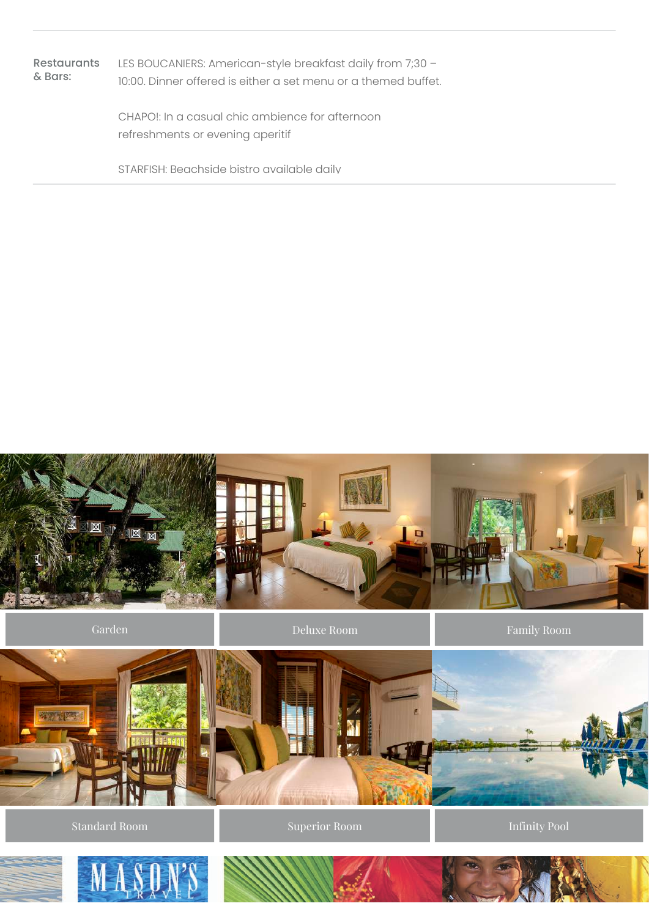| | |
|---|---|
| Restaurants & Bars: | LES BOUCANIERS: American-style breakfast daily from 7;30 – 10:00. Dinner offered is either a set menu or a themed buffet. |
| | CHAPO!: In a casual chic ambience for afternoon refreshments or evening aperitif |
| | STARFISH: Beachside bistro available daily |

Garden

Deluxe Room

Family Room

Standard Room

Superior Room

Infinity Pool

MASON'S TRAVEL